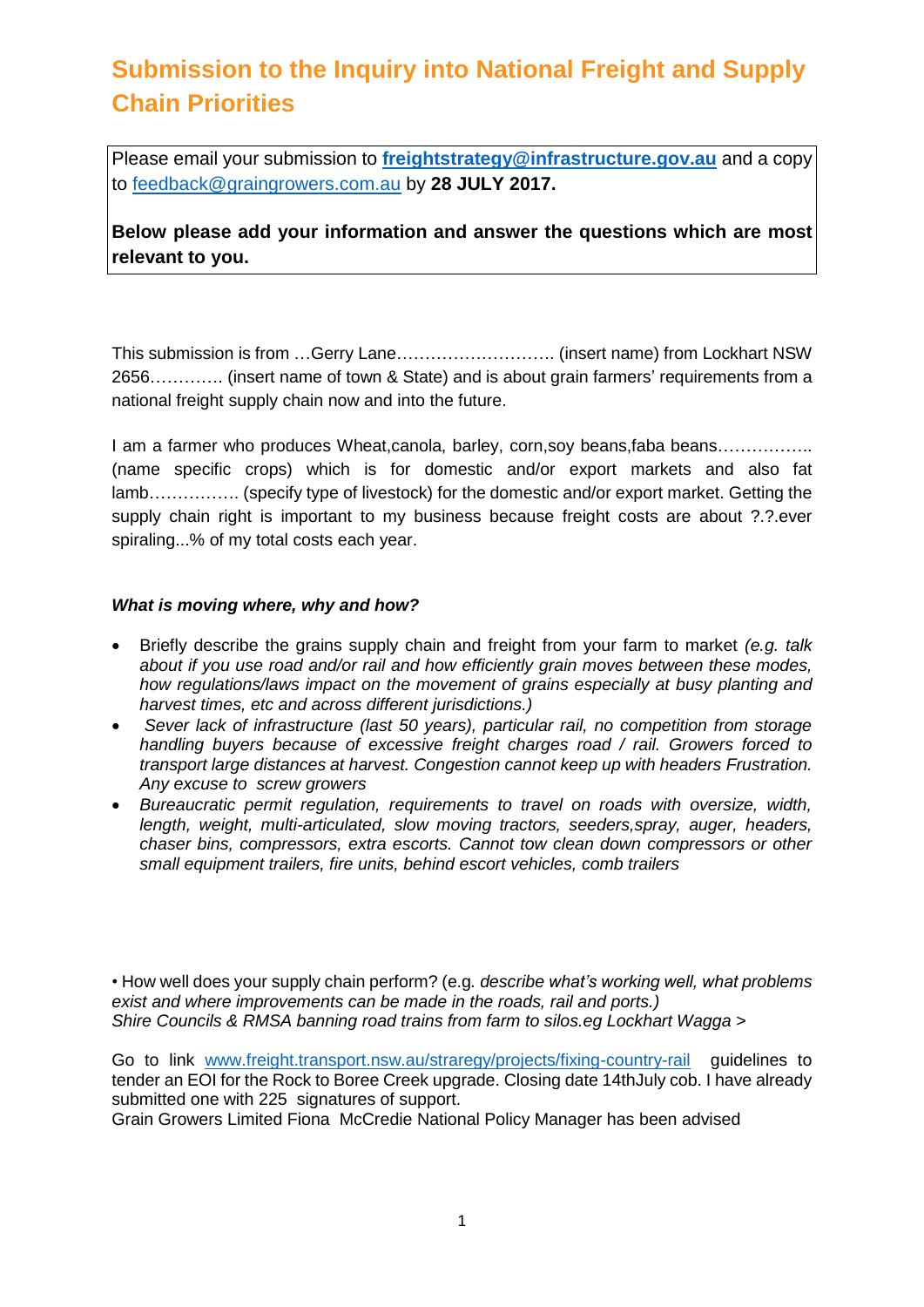# Submission to the Inquiry into National Freight and Supply Chain Priorities

Please email your submission to **[freightstrategy@infrastructure.gov.au](mailto:freightstrategy@infrastructure.gov.au)** and a copy to [feedback@graingrowers.com.au](mailto:feedback@graingrowers.com.au) by **28 JULY 2017.**

**Below please add your information and answer the questions which are most relevant to you.**

This submission is from …Gerry Lane………………………. (insert name) from Lockhart NSW 2656…………. (insert name of town & State) and is about grain farmers' requirements from a national freight supply chain now and into the future.

I am a farmer who produces Wheat,canola, barley, corn,soy beans,faba beans…………….. (name specific crops) which is for domestic and/or export markets and also fat lamb……………. (specify type of livestock) for the domestic and/or export market. Getting the supply chain right is important to my business because freight costs are about ?.?.ever spiraling...% of my total costs each year.

***What is moving where, why and how?***

- Briefly describe the grains supply chain and freight from your farm to market *(e.g. talk about if you use road and/or rail and how efficiently grain moves between these modes, how regulations/laws impact on the movement of grains especially at busy planting and harvest times, etc and across different jurisdictions.)*
- *Sever lack of infrastructure (last 50 years), particular rail, no competition from storage handling buyers because of excessive freight charges road / rail. Growers forced to transport large distances at harvest. Congestion cannot keep up with headers Frustration. Any excuse to screw growers*
- *Bureaucratic permit regulation, requirements to travel on roads with oversize, width, length, weight, multi-articulated, slow moving tractors, seeders,spray, auger, headers, chaser bins, compressors, extra escorts. Cannot tow clean down compressors or other small equipment trailers, fire units, behind escort vehicles, comb trailers*

• How well does your supply chain perform? (e.g. *describe what's working well, what problems exist and where improvements can be made in the roads, rail and ports.)*
*Shire Councils & RMSA banning road trains from farm to silos.eg Lockhart Wagga >*

Go to link [www.freight.transport.nsw.au/straregy/projects/fixing-country-rail](www.freight.transport.nsw.au/straregy/projects/fixing-country-rail) guidelines to tender an EOI for the Rock to Boree Creek upgrade. Closing date 14thJuly cob. I have already submitted one with 225 signatures of support.
Grain Growers Limited Fiona McCredie National Policy Manager has been advised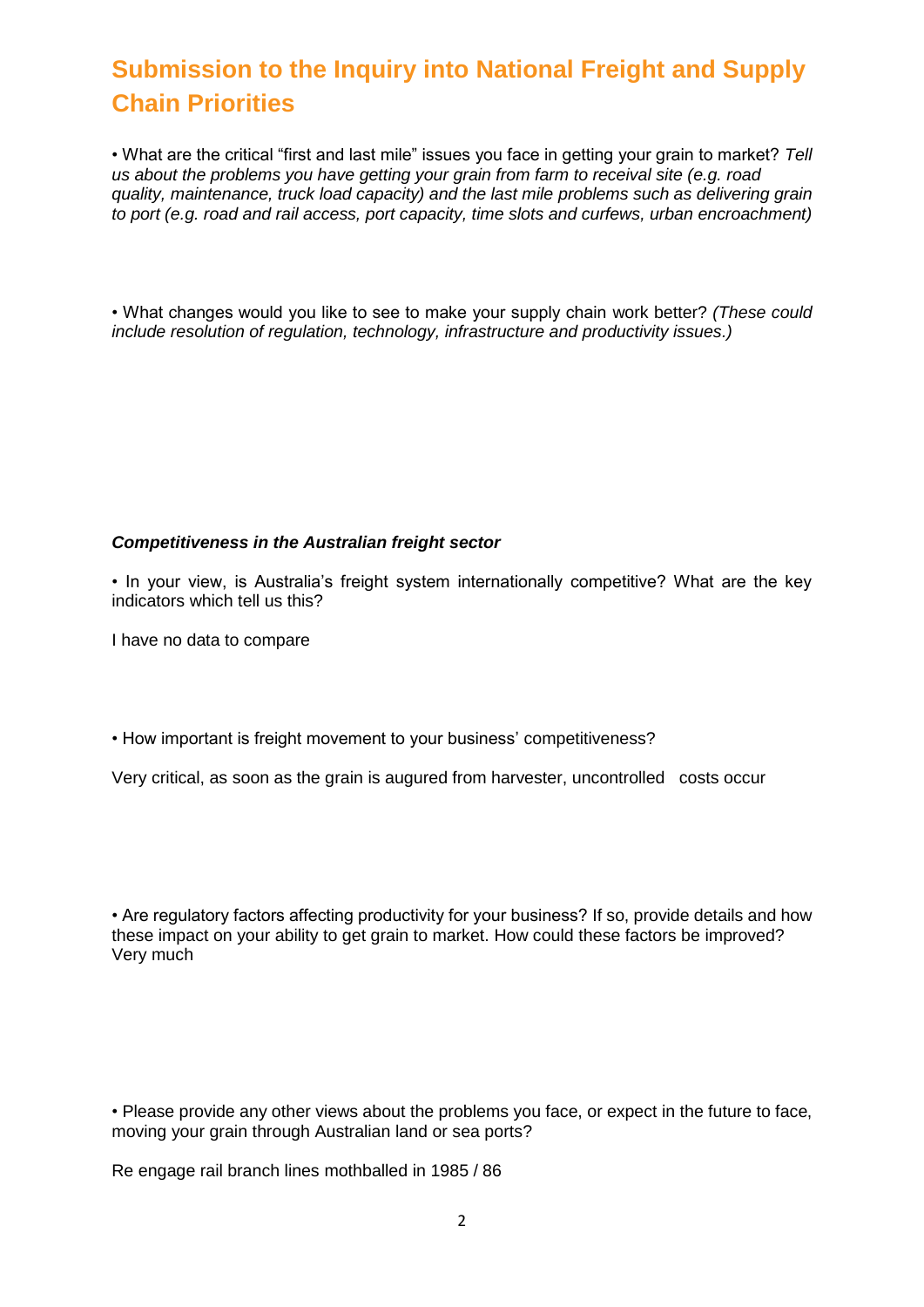# Submission to the Inquiry into National Freight and Supply Chain Priorities

• What are the critical "first and last mile" issues you face in getting your grain to market? *Tell us about the problems you have getting your grain from farm to receival site (e.g. road quality, maintenance, truck load capacity) and the last mile problems such as delivering grain to port (e.g. road and rail access, port capacity, time slots and curfews, urban encroachment)*

• What changes would you like to see to make your supply chain work better? *(These could include resolution of regulation, technology, infrastructure and productivity issues.)*

***Competitiveness in the Australian freight sector***

• In your view, is Australia's freight system internationally competitive? What are the key indicators which tell us this?

I have no data to compare

• How important is freight movement to your business' competitiveness?

Very critical, as soon as the grain is augured from harvester, uncontrolled costs occur

• Are regulatory factors affecting productivity for your business? If so, provide details and how these impact on your ability to get grain to market. How could these factors be improved?
Very much

• Please provide any other views about the problems you face, or expect in the future to face, moving your grain through Australian land or sea ports?

Re engage rail branch lines mothballed in 1985 / 86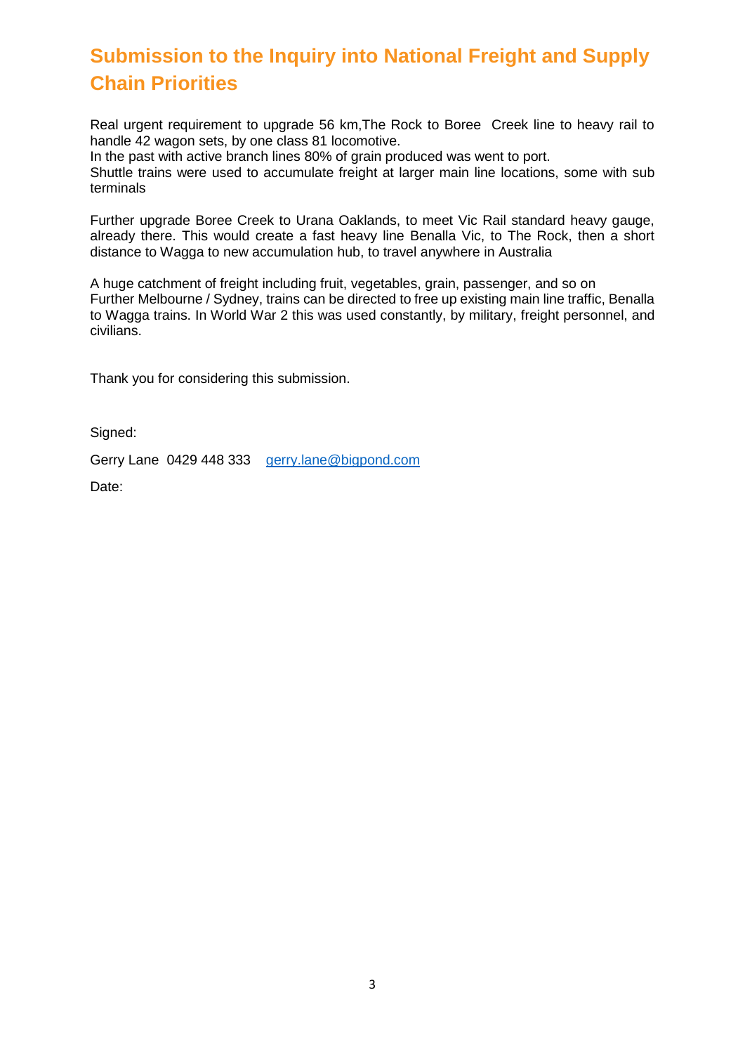# Submission to the Inquiry into National Freight and Supply Chain Priorities

Real urgent requirement to upgrade 56 km,The Rock to Boree Creek line to heavy rail to handle 42 wagon sets, by one class 81 locomotive.
In the past with active branch lines 80% of grain produced was went to port.
Shuttle trains were used to accumulate freight at larger main line locations, some with sub terminals

Further upgrade Boree Creek to Urana Oaklands, to meet Vic Rail standard heavy gauge, already there. This would create a fast heavy line Benalla Vic, to The Rock, then a short distance to Wagga to new accumulation hub, to travel anywhere in Australia

A huge catchment of freight including fruit, vegetables, grain, passenger, and so on
Further Melbourne / Sydney, trains can be directed to free up existing main line traffic, Benalla to Wagga trains. In World War 2 this was used constantly, by military, freight personnel, and civilians.

Thank you for considering this submission.

Signed:

Gerry Lane 0429 448 333 gerry.lane@bigpond.com

Date: